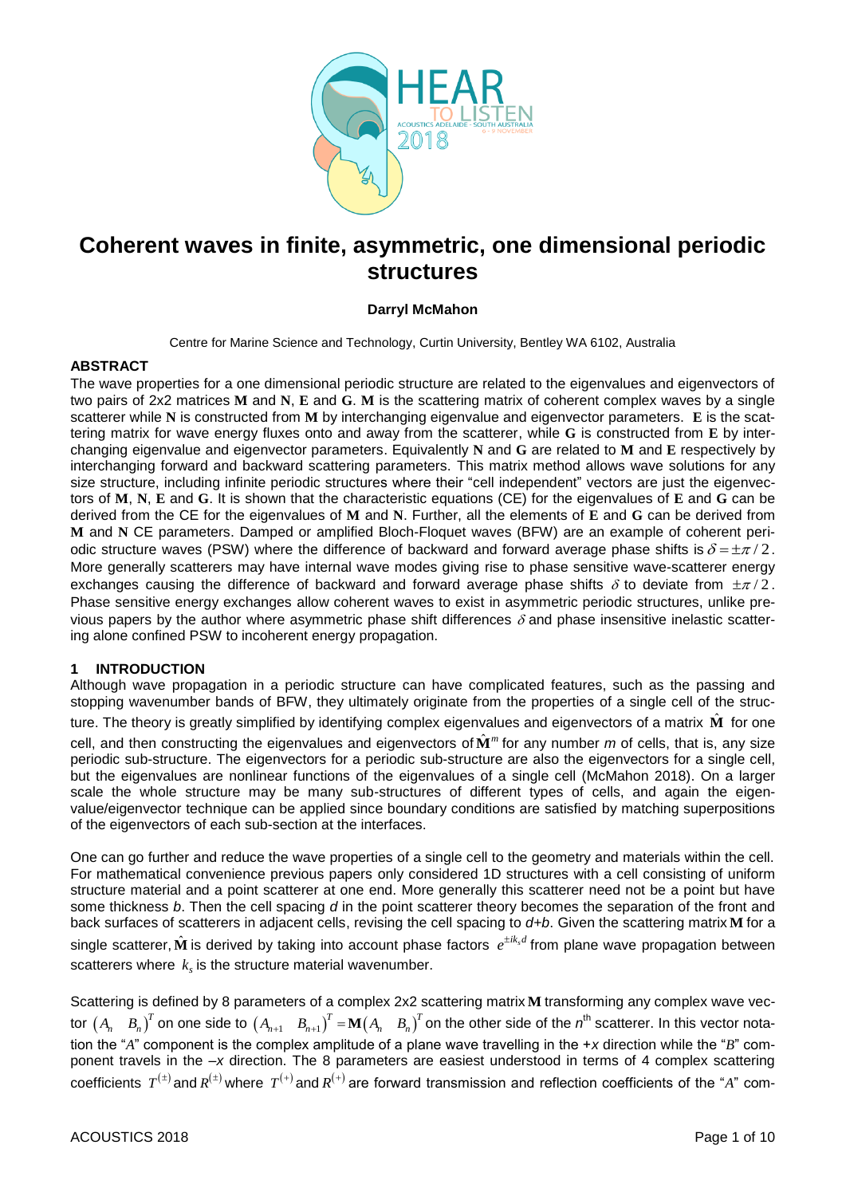# Coherent waves in finite, asymmetric, one dimensional periodic structures

**Darryl McMahon**

Centre for Marine Science and Technology, Curtin University, Bentley WA 6102, Australia

## ABSTRACT

The wave properties for a one dimensional periodic structure are related to the eigenvalues and eigenvectors of two pairs of 2x2 matrices $\mathbf{M}$ and $\mathbf{N}$, $\mathbf{E}$ and $\mathbf{G}$. $\mathbf{M}$ is the scattering matrix of coherent complex waves by a single scatterer while $\mathbf{N}$ is constructed from $\mathbf{M}$ by interchanging eigenvalue and eigenvector parameters. $\mathbf{E}$ is the scattering matrix for wave energy fluxes onto and away from the scatterer, while $\mathbf{G}$ is constructed from $\mathbf{E}$ by interchanging eigenvalue and eigenvector parameters. Equivalently $\mathbf{N}$ and $\mathbf{G}$ are related to $\mathbf{M}$ and $\mathbf{E}$ respectively by interchanging forward and backward scattering parameters. This matrix method allows wave solutions for any size structure, including infinite periodic structures where their "cell independent" vectors are just the eigenvectors of $\mathbf{M}$, $\mathbf{N}$, $\mathbf{E}$ and $\mathbf{G}$. It is shown that the characteristic equations (CE) for the eigenvalues of $\mathbf{E}$ and $\mathbf{G}$ can be derived from the CE for the eigenvalues of $\mathbf{M}$ and $\mathbf{N}$. Further, all the elements of $\mathbf{E}$ and $\mathbf{G}$ can be derived from $\mathbf{M}$ and $\mathbf{N}$ CE parameters. Damped or amplified Bloch-Floquet waves (BFW) are an example of coherent periodic structure waves (PSW) where the difference of backward and forward average phase shifts is $\delta = \pm\pi/2$. More generally scatterers may have internal wave modes giving rise to phase sensitive wave-scatterer energy exchanges causing the difference of backward and forward average phase shifts $\delta$ to deviate from $\pm\pi/2$. Phase sensitive energy exchanges allow coherent waves to exist in asymmetric periodic structures, unlike previous papers by the author where asymmetric phase shift differences $\delta$ and phase insensitive inelastic scattering alone confined PSW to incoherent energy propagation.

## 1 INTRODUCTION

Although wave propagation in a periodic structure can have complicated features, such as the passing and stopping wavenumber bands of BFW, they ultimately originate from the properties of a single cell of the structure. The theory is greatly simplified by identifying complex eigenvalues and eigenvectors of a matrix $\hat{\mathbf{M}}$ for one cell, and then constructing the eigenvalues and eigenvectors of $\hat{\mathbf{M}}^m$ for any number $m$ of cells, that is, any size periodic sub-structure. The eigenvectors for a periodic sub-structure are also the eigenvectors for a single cell, but the eigenvalues are nonlinear functions of the eigenvalues of a single cell (McMahon 2018). On a larger scale the whole structure may be many sub-structures of different types of cells, and again the eigenvalue/eigenvector technique can be applied since boundary conditions are satisfied by matching superpositions of the eigenvectors of each sub-section at the interfaces.

One can go further and reduce the wave properties of a single cell to the geometry and materials within the cell. For mathematical convenience previous papers only considered 1D structures with a cell consisting of uniform structure material and a point scatterer at one end. More generally this scatterer need not be a point but have some thickness *b*. Then the cell spacing *d* in the point scatterer theory becomes the separation of the front and back surfaces of scatterers in adjacent cells, revising the cell spacing to *d*+*b*. Given the scattering matrix $\mathbf{M}$ for a single scatterer, $\hat{\mathbf{M}}$ is derived by taking into account phase factors $e^{\pm ik_s d}$ from plane wave propagation between scatterers where $k_s$ is the structure material wavenumber.

Scattering is defined by 8 parameters of a complex 2x2 scattering matrix $\mathbf{M}$ transforming any complex wave vector $\begin{pmatrix} A_n & B_n \end{pmatrix}^T$ on one side to $\begin{pmatrix} A_{n+1} & B_{n+1} \end{pmatrix}^T = \mathbf{M}\begin{pmatrix} A_n & B_n \end{pmatrix}^T$ on the other side of the $n^{\text{th}}$ scatterer. In this vector notation the "*A*" component is the complex amplitude of a plane wave travelling in the +*x* direction while the "*B*" component travels in the –*x* direction. The 8 parameters are easiest understood in terms of 4 complex scattering coefficients $T^{(\pm)}$ and $R^{(\pm)}$ where $T^{(+)}$ and $R^{(+)}$ are forward transmission and reflection coefficients of the "*A*" com-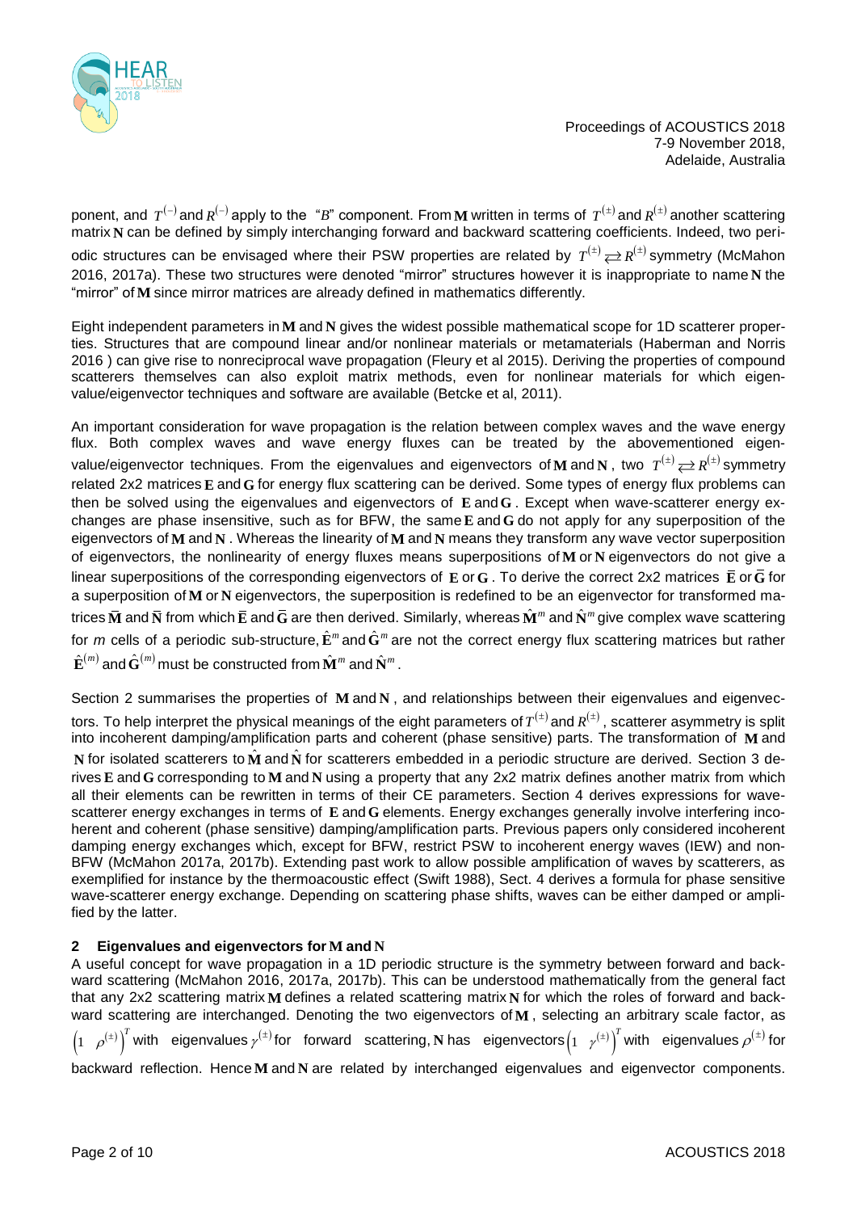ponent, and $T^{(-)}$ and $R^{(-)}$ apply to the "$B$" component. From $\mathbf{M}$ written in terms of $T^{(\pm)}$ and $R^{(\pm)}$ another scattering matrix $\mathbf{N}$ can be defined by simply interchanging forward and backward scattering coefficients. Indeed, two periodic structures can be envisaged where their PSW properties are related by $T^{(\pm)} \rightleftarrows R^{(\pm)}$ symmetry (McMahon 2016, 2017a). These two structures were denoted "mirror" structures however it is inappropriate to name $\mathbf{N}$ the "mirror" of $\mathbf{M}$ since mirror matrices are already defined in mathematics differently.

Eight independent parameters in $\mathbf{M}$ and $\mathbf{N}$ gives the widest possible mathematical scope for 1D scatterer properties. Structures that are compound linear and/or nonlinear materials or metamaterials (Haberman and Norris 2016 ) can give rise to nonreciprocal wave propagation (Fleury et al 2015). Deriving the properties of compound scatterers themselves can also exploit matrix methods, even for nonlinear materials for which eigenvalue/eigenvector techniques and software are available (Betcke et al, 2011).

An important consideration for wave propagation is the relation between complex waves and the wave energy flux. Both complex waves and wave energy fluxes can be treated by the abovementioned eigenvalue/eigenvector techniques. From the eigenvalues and eigenvectors of $\mathbf{M}$ and $\mathbf{N}$, two $T^{(\pm)} \rightleftarrows R^{(\pm)}$ symmetry related 2x2 matrices $\mathbf{E}$ and $\mathbf{G}$ for energy flux scattering can be derived. Some types of energy flux problems can then be solved using the eigenvalues and eigenvectors of $\mathbf{E}$ and $\mathbf{G}$. Except when wave-scatterer energy exchanges are phase insensitive, such as for BFW, the same $\mathbf{E}$ and $\mathbf{G}$ do not apply for any superposition of the eigenvectors of $\mathbf{M}$ and $\mathbf{N}$. Whereas the linearity of $\mathbf{M}$ and $\mathbf{N}$ means they transform any wave vector superposition of eigenvectors, the nonlinearity of energy fluxes means superpositions of $\mathbf{M}$ or $\mathbf{N}$ eigenvectors do not give a linear superpositions of the corresponding eigenvectors of $\mathbf{E}$ or $\mathbf{G}$. To derive the correct 2x2 matrices $\bar{\mathbf{E}}$ or $\bar{\mathbf{G}}$ for a superposition of $\mathbf{M}$ or $\mathbf{N}$ eigenvectors, the superposition is redefined to be an eigenvector for transformed matrices $\bar{\mathbf{M}}$ and $\bar{\mathbf{N}}$ from which $\bar{\mathbf{E}}$ and $\bar{\mathbf{G}}$ are then derived. Similarly, whereas $\hat{\mathbf{M}}^m$ and $\hat{\mathbf{N}}^m$ give complex wave scattering for $m$ cells of a periodic sub-structure, $\hat{\mathbf{E}}^m$ and $\hat{\mathbf{G}}^m$ are not the correct energy flux scattering matrices but rather $\hat{\mathbf{E}}^{(m)}$ and $\hat{\mathbf{G}}^{(m)}$ must be constructed from $\hat{\mathbf{M}}^m$ and $\hat{\mathbf{N}}^m$.

Section 2 summarises the properties of $\mathbf{M}$ and $\mathbf{N}$, and relationships between their eigenvalues and eigenvectors. To help interpret the physical meanings of the eight parameters of $T^{(\pm)}$ and $R^{(\pm)}$, scatterer asymmetry is split into incoherent damping/amplification parts and coherent (phase sensitive) parts. The transformation of $\mathbf{M}$ and $\mathbf{N}$ for isolated scatterers to $\hat{\mathbf{M}}$ and $\hat{\mathbf{N}}$ for scatterers embedded in a periodic structure are derived. Section 3 derives $\mathbf{E}$ and $\mathbf{G}$ corresponding to $\mathbf{M}$ and $\mathbf{N}$ using a property that any 2x2 matrix defines another matrix from which all their elements can be rewritten in terms of their CE parameters. Section 4 derives expressions for wave-scatterer energy exchanges in terms of $\mathbf{E}$ and $\mathbf{G}$ elements. Energy exchanges generally involve interfering incoherent and coherent (phase sensitive) damping/amplification parts. Previous papers only considered incoherent damping energy exchanges which, except for BFW, restrict PSW to incoherent energy waves (IEW) and non-BFW (McMahon 2017a, 2017b). Extending past work to allow possible amplification of waves by scatterers, as exemplified for instance by the thermoacoustic effect (Swift 1988), Sect. 4 derives a formula for phase sensitive wave-scatterer energy exchange. Depending on scattering phase shifts, waves can be either damped or amplified by the latter.

## 2 Eigenvalues and eigenvectors for M and N

A useful concept for wave propagation in a 1D periodic structure is the symmetry between forward and backward scattering (McMahon 2016, 2017a, 2017b). This can be understood mathematically from the general fact that any 2x2 scattering matrix $\mathbf{M}$ defines a related scattering matrix $\mathbf{N}$ for which the roles of forward and backward scattering are interchanged. Denoting the two eigenvectors of $\mathbf{M}$, selecting an arbitrary scale factor, as $\begin{pmatrix} 1 & \rho^{(\pm)} \end{pmatrix}^T$ with eigenvalues $\gamma^{(\pm)}$ for forward scattering, $\mathbf{N}$ has eigenvectors $\begin{pmatrix} 1 & \gamma^{(\pm)} \end{pmatrix}^T$ with eigenvalues $\rho^{(\pm)}$ for backward reflection. Hence $\mathbf{M}$ and $\mathbf{N}$ are related by interchanged eigenvalues and eigenvector components.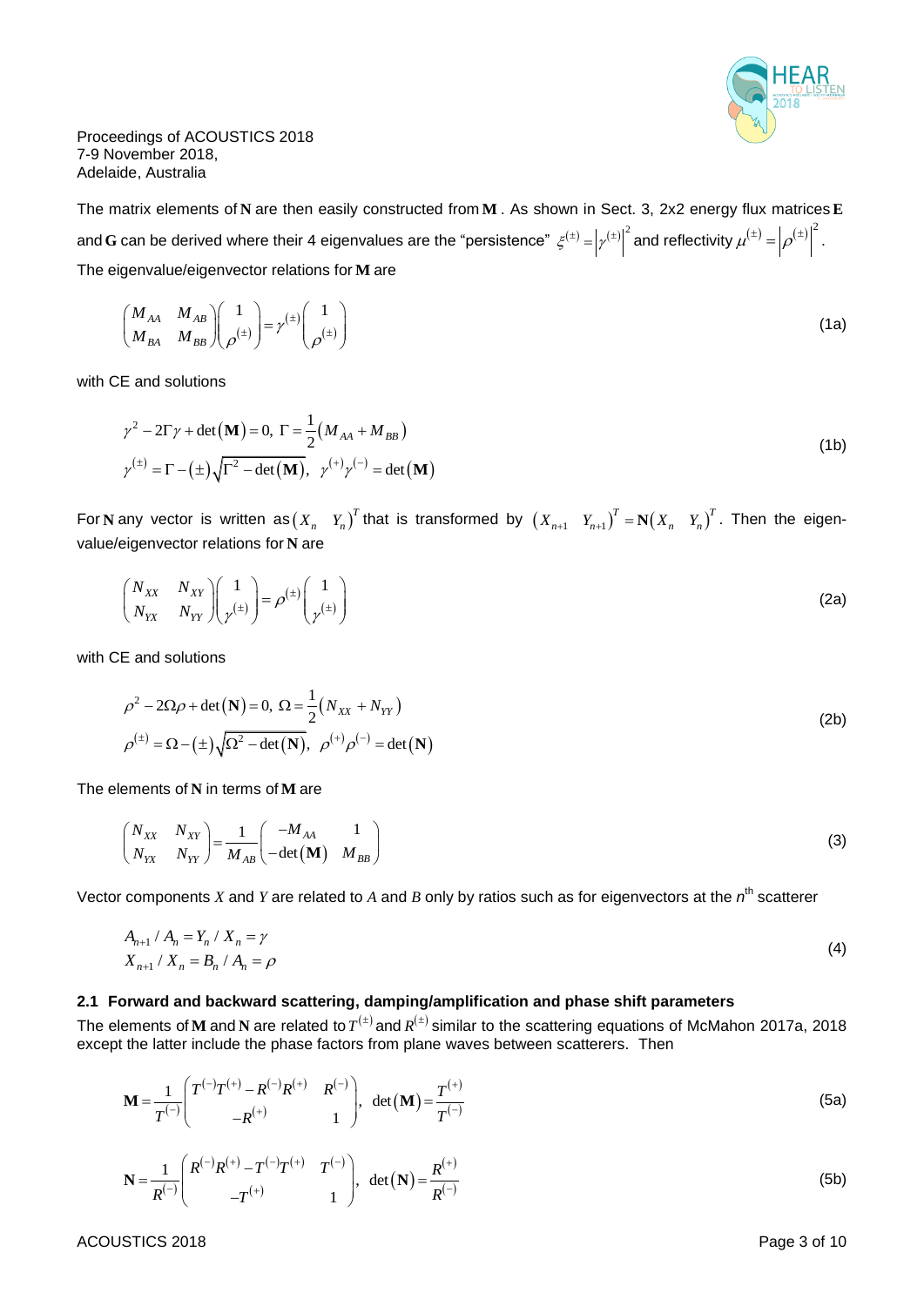The matrix elements of $\mathbf{N}$ are then easily constructed from $\mathbf{M}$. As shown in Sect. 3, 2x2 energy flux matrices $\mathbf{E}$ and $\mathbf{G}$ can be derived where their 4 eigenvalues are the "persistence" $\xi^{(\pm)} = \left|\gamma^{(\pm)}\right|^2$ and reflectivity $\mu^{(\pm)} = \left|\rho^{(\pm)}\right|^2$. The eigenvalue/eigenvector relations for $\mathbf{M}$ are

$$\begin{pmatrix} M_{AA} & M_{AB} \\ M_{BA} & M_{BB} \end{pmatrix} \begin{pmatrix} 1 \\ \rho^{(\pm)} \end{pmatrix} = \gamma^{(\pm)} \begin{pmatrix} 1 \\ \rho^{(\pm)} \end{pmatrix} \tag{1a}$$

with CE and solutions

$$\begin{aligned} &\gamma^2 - 2\Gamma\gamma + \det(\mathbf{M}) = 0,\ \Gamma = \frac{1}{2}\left(M_{AA} + M_{BB}\right) \\ &\gamma^{(\pm)} = \Gamma - (\pm)\sqrt{\Gamma^2 - \det(\mathbf{M})},\ \ \gamma^{(+)}\gamma^{(-)} = \det(\mathbf{M}) \end{aligned} \tag{1b}$$

For $\mathbf{N}$ any vector is written as $\left(X_n \quad Y_n\right)^T$ that is transformed by $\left(X_{n+1} \quad Y_{n+1}\right)^T = \mathbf{N}\left(X_n \quad Y_n\right)^T$. Then the eigenvalue/eigenvector relations for $\mathbf{N}$ are

$$\begin{pmatrix} N_{XX} & N_{XY} \\ N_{YX} & N_{YY} \end{pmatrix} \begin{pmatrix} 1 \\ \gamma^{(\pm)} \end{pmatrix} = \rho^{(\pm)} \begin{pmatrix} 1 \\ \gamma^{(\pm)} \end{pmatrix} \tag{2a}$$

with CE and solutions

$$\begin{aligned} &\rho^2 - 2\Omega\rho + \det(\mathbf{N}) = 0,\ \Omega = \frac{1}{2}\left(N_{XX} + N_{YY}\right) \\ &\rho^{(\pm)} = \Omega - (\pm)\sqrt{\Omega^2 - \det(\mathbf{N})},\ \ \rho^{(+)}\rho^{(-)} = \det(\mathbf{N}) \end{aligned} \tag{2b}$$

The elements of $\mathbf{N}$ in terms of $\mathbf{M}$ are

$$\begin{pmatrix} N_{XX} & N_{XY} \\ N_{YX} & N_{YY} \end{pmatrix} = \frac{1}{M_{AB}} \begin{pmatrix} -M_{AA} & 1 \\ -\det(\mathbf{M}) & M_{BB} \end{pmatrix} \tag{3}$$

Vector components $X$ and $Y$ are related to $A$ and $B$ only by ratios such as for eigenvectors at the $n^{th}$ scatterer

$$\begin{aligned} A_{n+1} / A_n &= Y_n / X_n = \gamma \\ X_{n+1} / X_n &= B_n / A_n = \rho \end{aligned} \tag{4}$$

### 2.1 Forward and backward scattering, damping/amplification and phase shift parameters

The elements of $\mathbf{M}$ and $\mathbf{N}$ are related to $T^{(\pm)}$ and $R^{(\pm)}$ similar to the scattering equations of McMahon 2017a, 2018 except the latter include the phase factors from plane waves between scatterers. Then

$$\mathbf{M} = \frac{1}{T^{(-)}} \begin{pmatrix} T^{(-)}T^{(+)} - R^{(-)}R^{(+)} & R^{(-)} \\ -R^{(+)} & 1 \end{pmatrix},\ \ \det(\mathbf{M}) = \frac{T^{(+)}}{T^{(-)}} \tag{5a}$$

$$\mathbf{N} = \frac{1}{R^{(-)}} \begin{pmatrix} R^{(-)}R^{(+)} - T^{(-)}T^{(+)} & T^{(-)} \\ -T^{(+)} & 1 \end{pmatrix},\ \ \det(\mathbf{N}) = \frac{R^{(+)}}{R^{(-)}} \tag{5b}$$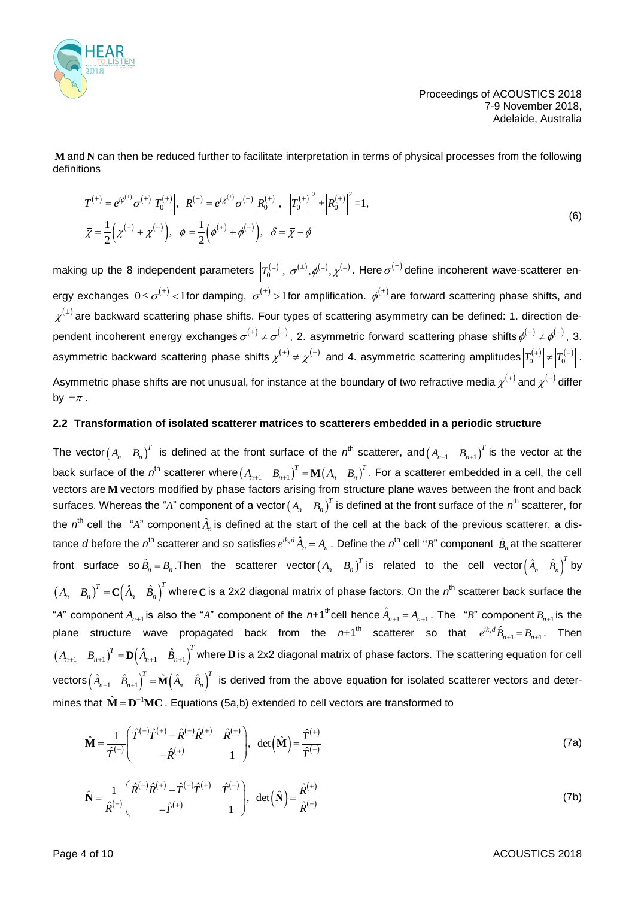**M** and **N** can then be reduced further to facilitate interpretation in terms of physical processes from the following definitions

$$T^{(\pm)} = e^{i\phi^{(\pm)}}\sigma^{(\pm)}\left|T_0^{(\pm)}\right|,\;\; R^{(\pm)} = e^{i\chi^{(\pm)}}\sigma^{(\pm)}\left|R_0^{(\pm)}\right|,\;\; \left|T_0^{(\pm)}\right|^2 + \left|R_0^{(\pm)}\right|^2 = 1,$$
$$\bar{\chi} = \frac{1}{2}\left(\chi^{(+)} + \chi^{(-)}\right),\;\; \bar{\phi} = \frac{1}{2}\left(\phi^{(+)} + \phi^{(-)}\right),\;\; \delta = \bar{\chi} - \bar{\phi} \tag{6}$$

making up the 8 independent parameters $\left|T_0^{(\pm)}\right|,\ \sigma^{(\pm)}, \phi^{(\pm)}, \chi^{(\pm)}$. Here $\sigma^{(\pm)}$ define incoherent wave-scatterer energy exchanges $0 \le \sigma^{(\pm)} < 1$ for damping, $\sigma^{(\pm)} > 1$ for amplification. $\phi^{(\pm)}$ are forward scattering phase shifts, and $\chi^{(\pm)}$ are backward scattering phase shifts. Four types of scattering asymmetry can be defined: 1. direction dependent incoherent energy exchanges $\sigma^{(+)} \ne \sigma^{(-)}$, 2. asymmetric forward scattering phase shifts $\phi^{(+)} \ne \phi^{(-)}$, 3. asymmetric backward scattering phase shifts $\chi^{(+)} \ne \chi^{(-)}$ and 4. asymmetric scattering amplitudes $\left|T_0^{(+)}\right| \ne \left|T_0^{(-)}\right|$. Asymmetric phase shifts are not unusual, for instance at the boundary of two refractive media $\chi^{(+)}$ and $\chi^{(-)}$ differ by $\pm\pi$.

### 2.2 Transformation of isolated scatterer matrices to scatterers embedded in a periodic structure

The vector $\begin{pmatrix} A_n & B_n \end{pmatrix}^T$ is defined at the front surface of the $n^{\text{th}}$ scatterer, and $\begin{pmatrix} A_{n+1} & B_{n+1} \end{pmatrix}^T$ is the vector at the back surface of the $n^{\text{th}}$ scatterer where $\begin{pmatrix} A_{n+1} & B_{n+1} \end{pmatrix}^T = \mathbf{M}\begin{pmatrix} A_n & B_n \end{pmatrix}^T$. For a scatterer embedded in a cell, the cell vectors are $\mathbf{M}$ vectors modified by phase factors arising from structure plane waves between the front and back surfaces. Whereas the "*A*" component of a vector $\begin{pmatrix} A_n & B_n \end{pmatrix}^T$ is defined at the front surface of the $n^{\text{th}}$ scatterer, for the $n^{\text{th}}$ cell the "*A*" component $\hat{A}_n$ is defined at the start of the cell at the back of the previous scatterer, a distance *d* before the $n^{\text{th}}$ scatterer and so satisfies $e^{ik_s d}\hat{A}_n = A_n$. Define the $n^{\text{th}}$ cell "*B*" component $\hat{B}_n$ at the scatterer front surface so $\hat{B}_n = B_n$. Then the scatterer vector $\begin{pmatrix} A_n & B_n \end{pmatrix}^T$ is related to the cell vector $\begin{pmatrix} \hat{A}_n & \hat{B}_n \end{pmatrix}^T$ by $\begin{pmatrix} A_n & B_n \end{pmatrix}^T = \mathbf{C}\begin{pmatrix} \hat{A}_n & \hat{B}_n \end{pmatrix}^T$ where $\mathbf{C}$ is a 2x2 diagonal matrix of phase factors. On the $n^{\text{th}}$ scatterer back surface the "*A*" component $A_{n+1}$ is also the "*A*" component of the *n*+1$^{\text{th}}$ cell hence $\hat{A}_{n+1} = A_{n+1}$. The "*B*" component $B_{n+1}$ is the plane structure wave propagated back from the *n*+1$^{\text{th}}$ scatterer so that $e^{ik_s d}\hat{B}_{n+1} = B_{n+1}$. Then $\begin{pmatrix} A_{n+1} & B_{n+1} \end{pmatrix}^T = \mathbf{D}\begin{pmatrix} \hat{A}_{n+1} & \hat{B}_{n+1} \end{pmatrix}^T$ where $\mathbf{D}$ is a 2x2 diagonal matrix of phase factors. The scattering equation for cell vectors $\begin{pmatrix} \hat{A}_{n+1} & \hat{B}_{n+1} \end{pmatrix}^T = \hat{\mathbf{M}}\begin{pmatrix} \hat{A}_n & \hat{B}_n \end{pmatrix}^T$ is derived from the above equation for isolated scatterer vectors and determines that $\hat{\mathbf{M}} = \mathbf{D}^{-1}\mathbf{M}\mathbf{C}$. Equations (5a,b) extended to cell vectors are transformed to

$$\hat{\mathbf{M}} = \frac{1}{\hat{T}^{(-)}}\begin{pmatrix} \hat{T}^{(-)}\hat{T}^{(+)} - \hat{R}^{(-)}\hat{R}^{(+)} & \hat{R}^{(-)} \\ -\hat{R}^{(+)} & 1 \end{pmatrix},\;\; \det\left(\hat{\mathbf{M}}\right) = \frac{\hat{T}^{(+)}}{\hat{T}^{(-)}} \tag{7a}$$

$$\hat{\mathbf{N}} = \frac{1}{\hat{R}^{(-)}}\begin{pmatrix} \hat{R}^{(-)}\hat{R}^{(+)} - \hat{T}^{(-)}\hat{T}^{(+)} & \hat{T}^{(-)} \\ -\hat{T}^{(+)} & 1 \end{pmatrix},\;\; \det\left(\hat{\mathbf{N}}\right) = \frac{\hat{R}^{(+)}}{\hat{R}^{(-)}} \tag{7b}$$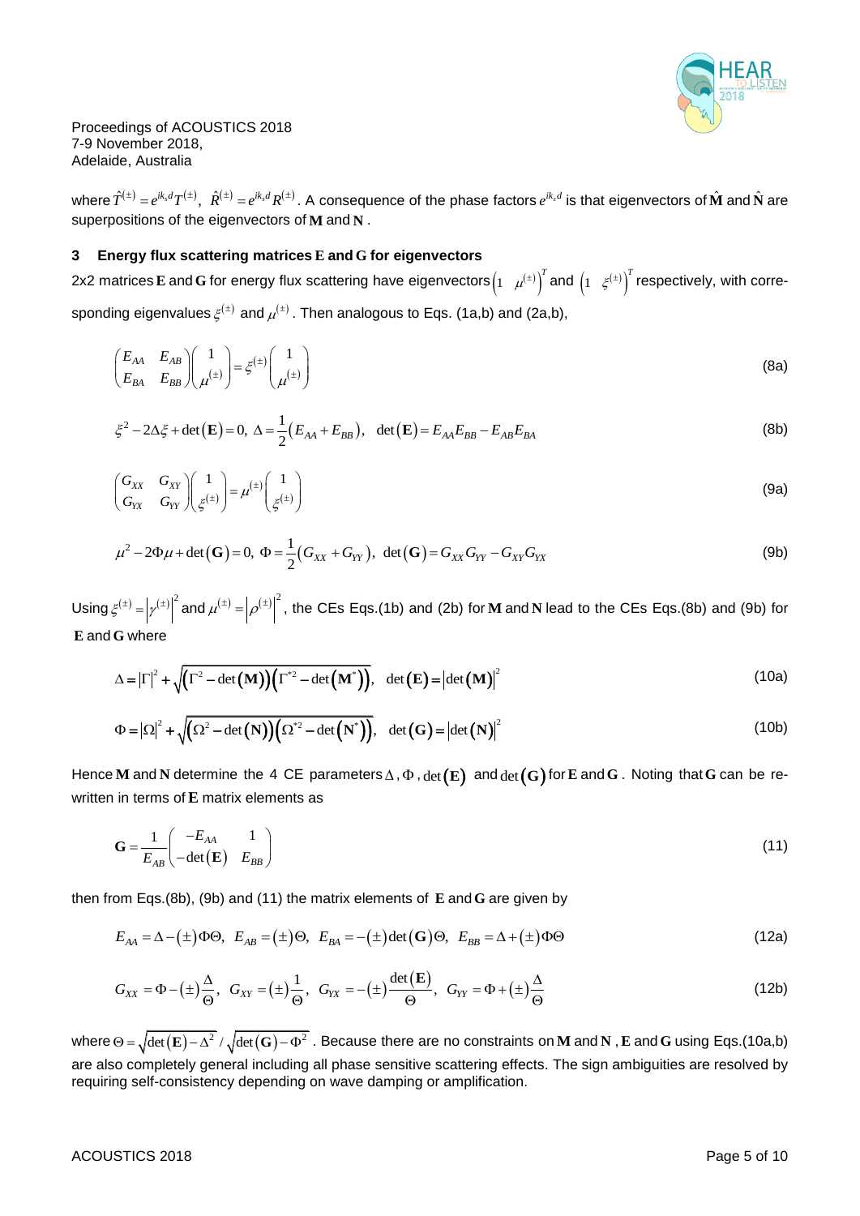where $\hat{T}^{(\pm)} = e^{ik_s d} T^{(\pm)}$, $\hat{R}^{(\pm)} = e^{ik_s d} R^{(\pm)}$. A consequence of the phase factors $e^{ik_s d}$ is that eigenvectors of $\hat{\mathbf{M}}$ and $\hat{\mathbf{N}}$ are superpositions of the eigenvectors of $\mathbf{M}$ and $\mathbf{N}$.

## 3 Energy flux scattering matrices E and G for eigenvectors

2x2 matrices $\mathbf{E}$ and $\mathbf{G}$ for energy flux scattering have eigenvectors $\begin{pmatrix}1 & \mu^{(\pm)}\end{pmatrix}^T$ and $\begin{pmatrix}1 & \xi^{(\pm)}\end{pmatrix}^T$ respectively, with corresponding eigenvalues $\xi^{(\pm)}$ and $\mu^{(\pm)}$. Then analogous to Eqs. (1a,b) and (2a,b),

$$\begin{pmatrix} E_{AA} & E_{AB} \\ E_{BA} & E_{BB} \end{pmatrix} \begin{pmatrix} 1 \\ \mu^{(\pm)} \end{pmatrix} = \xi^{(\pm)} \begin{pmatrix} 1 \\ \mu^{(\pm)} \end{pmatrix} \tag{8a}$$

$$\xi^2 - 2\Delta\xi + \det(\mathbf{E}) = 0,\ \Delta = \frac{1}{2}(E_{AA} + E_{BB}),\quad \det(\mathbf{E}) = E_{AA}E_{BB} - E_{AB}E_{BA} \tag{8b}$$

$$\begin{pmatrix} G_{XX} & G_{XY} \\ G_{YX} & G_{YY} \end{pmatrix} \begin{pmatrix} 1 \\ \xi^{(\pm)} \end{pmatrix} = \mu^{(\pm)} \begin{pmatrix} 1 \\ \xi^{(\pm)} \end{pmatrix} \tag{9a}$$

$$\mu^2 - 2\Phi\mu + \det(\mathbf{G}) = 0,\ \Phi = \frac{1}{2}(G_{XX} + G_{YY}),\ \det(\mathbf{G}) = G_{XX}G_{YY} - G_{XY}G_{YX} \tag{9b}$$

Using $\xi^{(\pm)} = \left|\gamma^{(\pm)}\right|^2$ and $\mu^{(\pm)} = \left|\rho^{(\pm)}\right|^2$, the CEs Eqs.(1b) and (2b) for $\mathbf{M}$ and $\mathbf{N}$ lead to the CEs Eqs.(8b) and (9b) for $\mathbf{E}$ and $\mathbf{G}$ where

$$\Delta = \left|\Gamma\right|^2 + \sqrt{\left(\Gamma^2 - \det(\mathbf{M})\right)\left(\Gamma^{*2} - \det(\mathbf{M}^*)\right)},\quad \det(\mathbf{E}) = \left|\det(\mathbf{M})\right|^2 \tag{10a}$$

$$\Phi = \left|\Omega\right|^2 + \sqrt{\left(\Omega^2 - \det(\mathbf{N})\right)\left(\Omega^{*2} - \det(\mathbf{N}^*)\right)},\quad \det(\mathbf{G}) = \left|\det(\mathbf{N})\right|^2 \tag{10b}$$

Hence $\mathbf{M}$ and $\mathbf{N}$ determine the 4 CE parameters $\Delta$, $\Phi$, $\det(\mathbf{E})$ and $\det(\mathbf{G})$ for $\mathbf{E}$ and $\mathbf{G}$. Noting that $\mathbf{G}$ can be rewritten in terms of $\mathbf{E}$ matrix elements as

$$\mathbf{G} = \frac{1}{E_{AB}} \begin{pmatrix} -E_{AA} & 1 \\ -\det(\mathbf{E}) & E_{BB} \end{pmatrix} \tag{11}$$

then from Eqs.(8b), (9b) and (11) the matrix elements of $\mathbf{E}$ and $\mathbf{G}$ are given by

$$E_{AA} = \Delta - (\pm)\Phi\Theta,\ E_{AB} = (\pm)\Theta,\ E_{BA} = -(\pm)\det(\mathbf{G})\Theta,\ E_{BB} = \Delta + (\pm)\Phi\Theta \tag{12a}$$

$$G_{XX} = \Phi - (\pm)\frac{\Delta}{\Theta},\ G_{XY} = (\pm)\frac{1}{\Theta},\ G_{YX} = -(\pm)\frac{\det(\mathbf{E})}{\Theta},\ G_{YY} = \Phi + (\pm)\frac{\Delta}{\Theta} \tag{12b}$$

where $\Theta = \sqrt{\det(\mathbf{E}) - \Delta^2} \,/\, \sqrt{\det(\mathbf{G}) - \Phi^2}$. Because there are no constraints on $\mathbf{M}$ and $\mathbf{N}$, $\mathbf{E}$ and $\mathbf{G}$ using Eqs.(10a,b) are also completely general including all phase sensitive scattering effects. The sign ambiguities are resolved by requiring self-consistency depending on wave damping or amplification.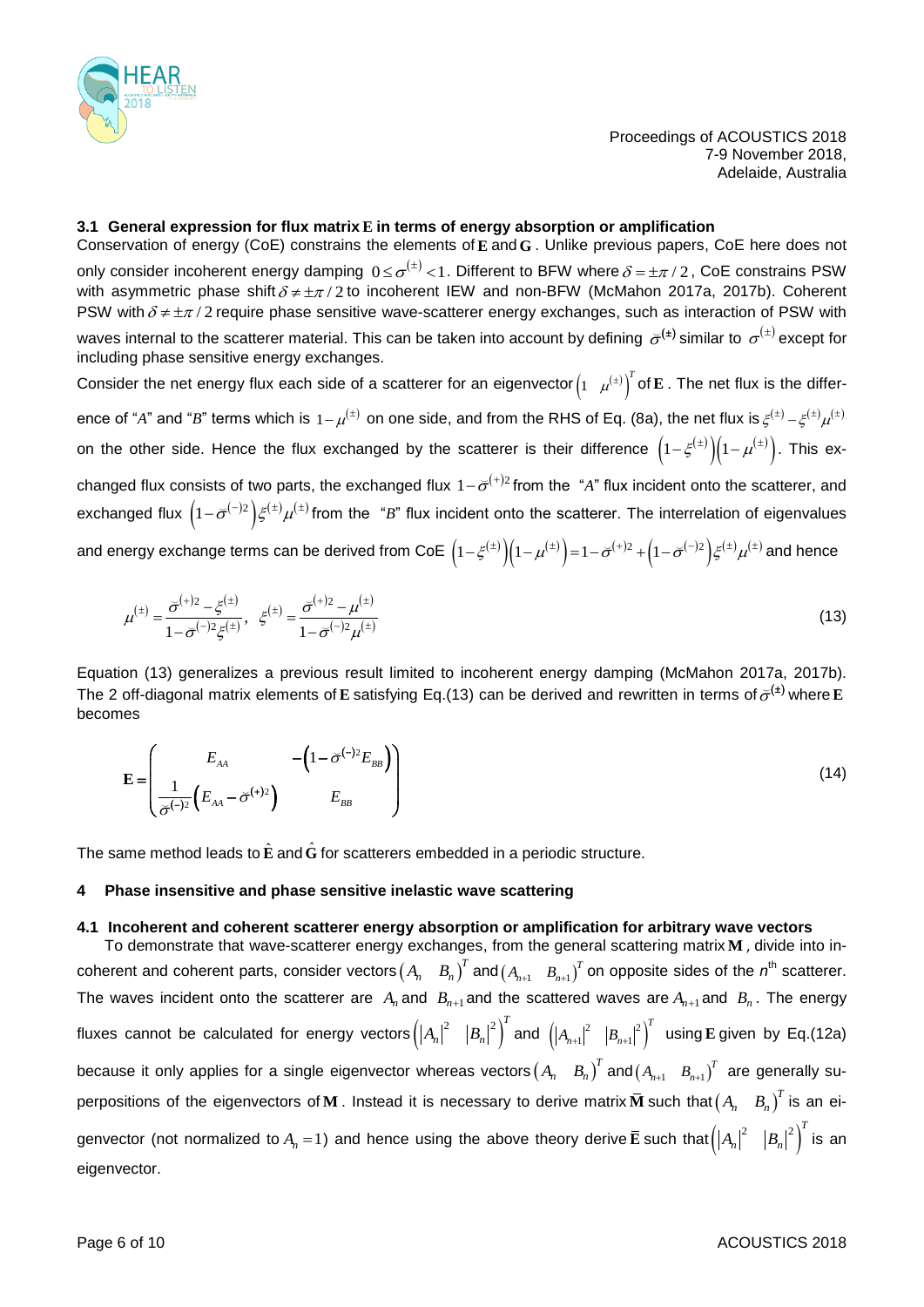### 3.1 General expression for flux matrix $\mathbf{E}$ in terms of energy absorption or amplification

Conservation of energy (CoE) constrains the elements of $\mathbf{E}$ and $\mathbf{G}$. Unlike previous papers, CoE here does not only consider incoherent energy damping $0 \le \sigma^{(\pm)} < 1$. Different to BFW where $\delta = \pm\pi/2$, CoE constrains PSW with asymmetric phase shift $\delta \ne \pm\pi/2$ to incoherent IEW and non-BFW (McMahon 2017a, 2017b). Coherent PSW with $\delta \ne \pm\pi/2$ require phase sensitive wave-scatterer energy exchanges, such as interaction of PSW with waves internal to the scatterer material. This can be taken into account by defining $\breve{\sigma}^{(\pm)}$ similar to $\sigma^{(\pm)}$ except for including phase sensitive energy exchanges.

Consider the net energy flux each side of a scatterer for an eigenvector $\begin{pmatrix} 1 & \mu^{(\pm)} \end{pmatrix}^T$ of $\mathbf{E}$. The net flux is the difference of "*A*" and "*B*" terms which is $1-\mu^{(\pm)}$ on one side, and from the RHS of Eq. (8a), the net flux is $\xi^{(\pm)} - \xi^{(\pm)}\mu^{(\pm)}$ on the other side. Hence the flux exchanged by the scatterer is their difference $\left(1-\xi^{(\pm)}\right)\left(1-\mu^{(\pm)}\right)$. This exchanged flux consists of two parts, the exchanged flux $1-\breve{\sigma}^{(+)2}$ from the "*A*" flux incident onto the scatterer, and exchanged flux $\left(1-\breve{\sigma}^{(-)2}\right)\xi^{(\pm)}\mu^{(\pm)}$ from the "*B*" flux incident onto the scatterer. The interrelation of eigenvalues and energy exchange terms can be derived from CoE $\left(1-\xi^{(\pm)}\right)\left(1-\mu^{(\pm)}\right) = 1-\breve{\sigma}^{(+)2} + \left(1-\breve{\sigma}^{(-)2}\right)\xi^{(\pm)}\mu^{(\pm)}$ and hence

$$\mu^{(\pm)} = \frac{\breve{\sigma}^{(+)2} - \xi^{(\pm)}}{1-\breve{\sigma}^{(-)2}\xi^{(\pm)}}, \quad \xi^{(\pm)} = \frac{\breve{\sigma}^{(+)2} - \mu^{(\pm)}}{1-\breve{\sigma}^{(-)2}\mu^{(\pm)}} \tag{13}$$

Equation (13) generalizes a previous result limited to incoherent energy damping (McMahon 2017a, 2017b). The 2 off-diagonal matrix elements of $\mathbf{E}$ satisfying Eq.(13) can be derived and rewritten in terms of $\breve{\sigma}^{(\pm)}$ where $\mathbf{E}$ becomes

$$\mathbf{E} = \begin{pmatrix} E_{AA} & -\left(1-\breve{\sigma}^{(-)2}E_{BB}\right) \\ \dfrac{1}{\breve{\sigma}^{(-)2}}\left(E_{AA} - \breve{\sigma}^{(+)2}\right) & E_{BB} \end{pmatrix} \tag{14}$$

The same method leads to $\hat{\mathbf{E}}$ and $\hat{\mathbf{G}}$ for scatterers embedded in a periodic structure.

## 4 Phase insensitive and phase sensitive inelastic wave scattering

### 4.1 Incoherent and coherent scatterer energy absorption or amplification for arbitrary wave vectors

To demonstrate that wave-scatterer energy exchanges, from the general scattering matrix $\mathbf{M}$, divide into incoherent and coherent parts, consider vectors $\begin{pmatrix} A_n & B_n \end{pmatrix}^T$ and $\begin{pmatrix} A_{n+1} & B_{n+1} \end{pmatrix}^T$ on opposite sides of the $n^{\text{th}}$ scatterer. The waves incident onto the scatterer are $A_n$ and $B_{n+1}$ and the scattered waves are $A_{n+1}$ and $B_n$. The energy fluxes cannot be calculated for energy vectors $\begin{pmatrix} |A_n|^2 & |B_n|^2 \end{pmatrix}^T$ and $\begin{pmatrix} |A_{n+1}|^2 & |B_{n+1}|^2 \end{pmatrix}^T$ using $\mathbf{E}$ given by Eq.(12a) because it only applies for a single eigenvector whereas vectors $\begin{pmatrix} A_n & B_n \end{pmatrix}^T$ and $\begin{pmatrix} A_{n+1} & B_{n+1} \end{pmatrix}^T$ are generally superpositions of the eigenvectors of $\mathbf{M}$. Instead it is necessary to derive matrix $\bar{\mathbf{M}}$ such that $\begin{pmatrix} A_n & B_n \end{pmatrix}^T$ is an eigenvector (not normalized to $A_n = 1$) and hence using the above theory derive $\bar{\mathbf{E}}$ such that $\begin{pmatrix} |A_n|^2 & |B_n|^2 \end{pmatrix}^T$ is an eigenvector.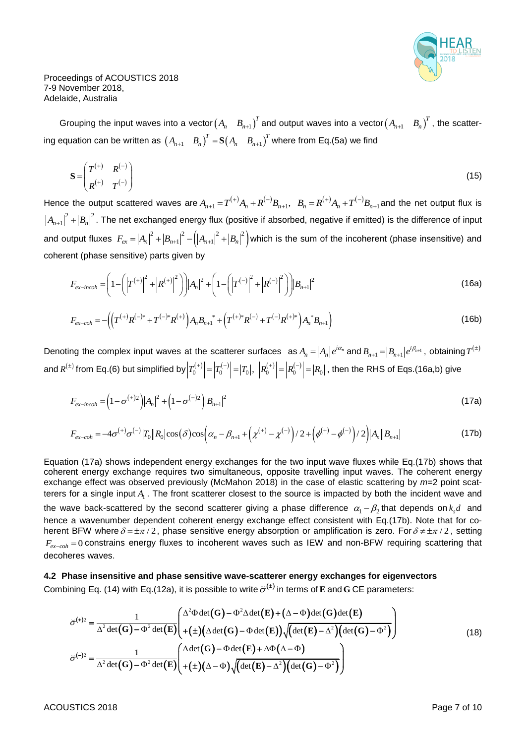Grouping the input waves into a vector $\left(A_n \quad B_{n+1}\right)^T$ and output waves into a vector $\left(A_{n+1} \quad B_n\right)^T$, the scattering equation can be written as $\left(A_{n+1} \quad B_n\right)^T = \mathbf{S}\left(A_n \quad B_{n+1}\right)^T$ where from Eq.(5a) we find

$$\mathbf{S} = \begin{pmatrix} T^{(+)} & R^{(-)} \\ R^{(+)} & T^{(-)} \end{pmatrix} \tag{15}$$

Hence the output scattered waves are $A_{n+1} = T^{(+)}A_n + R^{(-)}B_{n+1},\;\; B_n = R^{(+)}A_n + T^{(-)}B_{n+1}$ and the net output flux is $\left|A_{n+1}\right|^2 + \left|B_n\right|^2$. The net exchanged energy flux (positive if absorbed, negative if emitted) is the difference of input and output fluxes $F_{ex} = \left|A_n\right|^2 + \left|B_{n+1}\right|^2 - \left(\left|A_{n+1}\right|^2 + \left|B_n\right|^2\right)$ which is the sum of the incoherent (phase insensitive) and coherent (phase sensitive) parts given by

$$F_{ex-incoh} = \left(1 - \left(\left|T^{(+)}\right|^2 + \left|R^{(+)}\right|^2\right)\right)\left|A_n\right|^2 + \left(1 - \left(\left|T^{(-)}\right|^2 + \left|R^{(-)}\right|^2\right)\right)\left|B_{n+1}\right|^2 \tag{16a}$$

$$F_{ex-coh} = -\left(\left(T^{(+)}R^{(-)*} + T^{(-)*}R^{(+)}\right)A_n B_{n+1}^{\,*} + \left(T^{(+)*}R^{(-)} + T^{(-)}R^{(+)*}\right)A_n^{\,*}B_{n+1}\right) \tag{16b}$$

Denoting the complex input waves at the scatterer surfaces as $A_n = \left|A_n\right|e^{i\alpha_n}$ and $B_{n+1} = \left|B_{n+1}\right|e^{i\beta_{n+1}}$, obtaining $T^{(\pm)}$ and $R^{(\pm)}$ from Eq.(6) but simplified by $\left|T_0^{(+)}\right| = \left|T_0^{(-)}\right| = \left|T_0\right|,\;\; \left|R_0^{(+)}\right| = \left|R_0^{(-)}\right| = \left|R_0\right|$, then the RHS of Eqs.(16a,b) give

$$F_{ex-incoh} = \left(1 - \sigma^{(+)2}\right)\left|A_n\right|^2 + \left(1 - \sigma^{(-)2}\right)\left|B_{n+1}\right|^2 \tag{17a}$$

$$F_{ex-coh} = -4\sigma^{(+)}\sigma^{(-)}\left|T_0\right|\left|R_0\right|\cos(\delta)\cos\left(\alpha_n - \beta_{n+1} + \left(\chi^{(+)} - \chi^{(-)}\right)/2 + \left(\phi^{(+)} - \phi^{(-)}\right)/2\right)\left|A_n\right|\left|B_{n+1}\right| \tag{17b}$$

Equation (17a) shows independent energy exchanges for the two input wave fluxes while Eq.(17b) shows that coherent energy exchange requires two simultaneous, opposite travelling input waves. The coherent energy exchange effect was observed previously (McMahon 2018) in the case of elastic scattering by *m*=2 point scatterers for a single input $A_1$. The front scatterer closest to the source is impacted by both the incident wave and the wave back-scattered by the second scatterer giving a phase difference $\alpha_1 - \beta_2$ that depends on $k_s d$ and hence a wavenumber dependent coherent energy exchange effect consistent with Eq.(17b). Note that for coherent BFW where $\delta = \pm\pi/2$, phase sensitive energy absorption or amplification is zero. For $\delta \neq \pm\pi/2$, setting $F_{ex-coh} = 0$ constrains energy fluxes to incoherent waves such as IEW and non-BFW requiring scattering that decoheres waves.

### 4.2 Phase insensitive and phase sensitive wave-scatterer energy exchanges for eigenvectors

Combining Eq. (14) with Eq.(12a), it is possible to write $\breve{\sigma}^{(\pm)}$ in terms of $\mathbf{E}$ and $\mathbf{G}$ CE parameters:

$$\begin{aligned}
\breve{\sigma}^{(+)2} &= \frac{1}{\Delta^2\det(\mathbf{G}) - \Phi^2\det(\mathbf{E})}\left(\begin{array}{l}\Delta^2\Phi\det(\mathbf{G}) - \Phi^2\Delta\det(\mathbf{E}) + (\Delta - \Phi)\det(\mathbf{G})\det(\mathbf{E}) \\ +(\pm)\left(\Delta\det(\mathbf{G}) - \Phi\det(\mathbf{E})\right)\sqrt{\left(\det(\mathbf{E}) - \Delta^2\right)\left(\det(\mathbf{G}) - \Phi^2\right)}\end{array}\right) \\
\breve{\sigma}^{(-)2} &= \frac{1}{\Delta^2\det(\mathbf{G}) - \Phi^2\det(\mathbf{E})}\left(\begin{array}{l}\Delta\det(\mathbf{G}) - \Phi\det(\mathbf{E}) + \Delta\Phi(\Delta - \Phi) \\ +(\pm)(\Delta - \Phi)\sqrt{\left(\det(\mathbf{E}) - \Delta^2\right)\left(\det(\mathbf{G}) - \Phi^2\right)}\end{array}\right)
\end{aligned} \tag{18}$$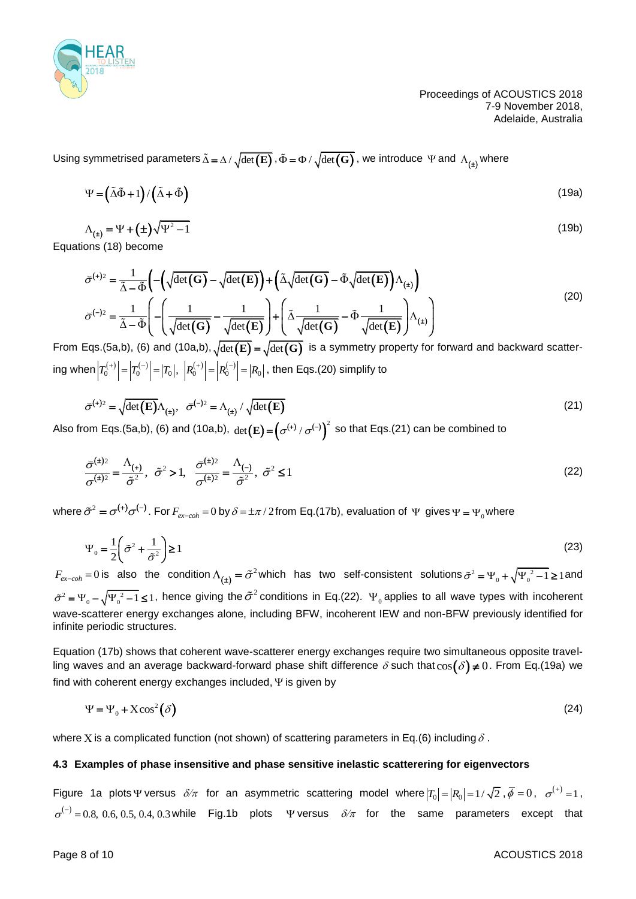Using symmetrised parameters $\tilde{\Delta} = \Delta / \sqrt{\det(\mathbf{E})}$, $\tilde{\Phi} = \Phi / \sqrt{\det(\mathbf{G})}$, we introduce $\Psi$ and $\Lambda_{(\pm)}$ where

$$\Psi = \left(\tilde{\Delta}\tilde{\Phi} + 1\right) / \left(\tilde{\Delta} + \tilde{\Phi}\right) \tag{19a}$$

$$\Lambda_{(\pm)} = \Psi + (\pm)\sqrt{\Psi^2 - 1} \tag{19b}$$

Equations (18) become

$$\begin{aligned}
\tilde{\sigma}^{(+)2} &= \frac{1}{\tilde{\Delta} - \tilde{\Phi}}\left(-\left(\sqrt{\det(\mathbf{G})} - \sqrt{\det(\mathbf{E})}\right) + \left(\tilde{\Delta}\sqrt{\det(\mathbf{G})} - \tilde{\Phi}\sqrt{\det(\mathbf{E})}\right)\Lambda_{(\pm)}\right) \\
\tilde{\sigma}^{(-)2} &= \frac{1}{\tilde{\Delta} - \tilde{\Phi}}\left(-\left(\frac{1}{\sqrt{\det(\mathbf{G})}} - \frac{1}{\sqrt{\det(\mathbf{E})}}\right) + \left(\tilde{\Delta}\frac{1}{\sqrt{\det(\mathbf{G})}} - \tilde{\Phi}\frac{1}{\sqrt{\det(\mathbf{E})}}\right)\Lambda_{(\pm)}\right)
\end{aligned} \tag{20}$$

From Eqs.(5a,b), (6) and (10a,b), $\sqrt{\det(\mathbf{E})} = \sqrt{\det(\mathbf{G})}$ is a symmetry property for forward and backward scattering when $\left|T_0^{(+)}\right| = \left|T_0^{(-)}\right| = |T_0|$, $\left|R_0^{(+)}\right| = \left|R_0^{(-)}\right| = |R_0|$, then Eqs.(20) simplify to

$$\tilde{\sigma}^{(+)2} = \sqrt{\det(\mathbf{E})}\Lambda_{(\pm)}, \quad \tilde{\sigma}^{(-)2} = \Lambda_{(\pm)} / \sqrt{\det(\mathbf{E})} \tag{21}$$

Also from Eqs.(5a,b), (6) and (10a,b), $\det(\mathbf{E}) = \left(\sigma^{(+)} / \sigma^{(-)}\right)^2$ so that Eqs.(21) can be combined to

$$\frac{\tilde{\sigma}^{(\pm)2}}{\sigma^{(\pm)2}} = \frac{\Lambda_{(+)}}{\tilde{\sigma}^2}, \ \tilde{\sigma}^2 > 1, \quad \frac{\tilde{\sigma}^{(\pm)2}}{\sigma^{(\pm)2}} = \frac{\Lambda_{(-)}}{\tilde{\sigma}^2}, \ \tilde{\sigma}^2 \leq 1 \tag{22}$$

where $\tilde{\sigma}^2 = \sigma^{(+)}\sigma^{(-)}$. For $F_{ex-coh} = 0$ by $\delta = \pm\pi/2$ from Eq.(17b), evaluation of $\Psi$ gives $\Psi = \Psi_0$ where

$$\Psi_0 = \frac{1}{2}\left(\tilde{\sigma}^2 + \frac{1}{\tilde{\sigma}^2}\right) \geq 1 \tag{23}$$

$F_{ex-coh} = 0$ is also the condition $\Lambda_{(\pm)} = \tilde{\sigma}^2$ which has two self-consistent solutions $\tilde{\sigma}^2 = \Psi_0 + \sqrt{\Psi_0^{\,2} - 1} \geq 1$ and $\tilde{\sigma}^2 = \Psi_0 - \sqrt{\Psi_0^{\,2} - 1} \leq 1$, hence giving the $\tilde{\sigma}^2$ conditions in Eq.(22). $\Psi_0$ applies to all wave types with incoherent wave-scatterer energy exchanges alone, including BFW, incoherent IEW and non-BFW previously identified for infinite periodic structures.

Equation (17b) shows that coherent wave-scatterer energy exchanges require two simultaneous opposite travelling waves and an average backward-forward phase shift difference $\delta$ such that $\cos(\delta) \neq 0$. From Eq.(19a) we find with coherent energy exchanges included, $\Psi$ is given by

$$\Psi = \Psi_0 + \mathrm{X}\cos^2(\delta) \tag{24}$$

where $\mathrm{X}$ is a complicated function (not shown) of scattering parameters in Eq.(6) including $\delta$.

### 4.3 Examples of phase insensitive and phase sensitive inelastic scatterering for eigenvectors

Figure 1a plots $\Psi$ versus $\delta/\pi$ for an asymmetric scattering model where $|T_0| = |R_0| = 1/\sqrt{2}$, $\bar{\phi} = 0$, $\sigma^{(+)} = 1$, $\sigma^{(-)} = 0.8,\ 0.6,\ 0.5,\ 0.4,\ 0.3$ while Fig.1b plots $\Psi$ versus $\delta/\pi$ for the same parameters except that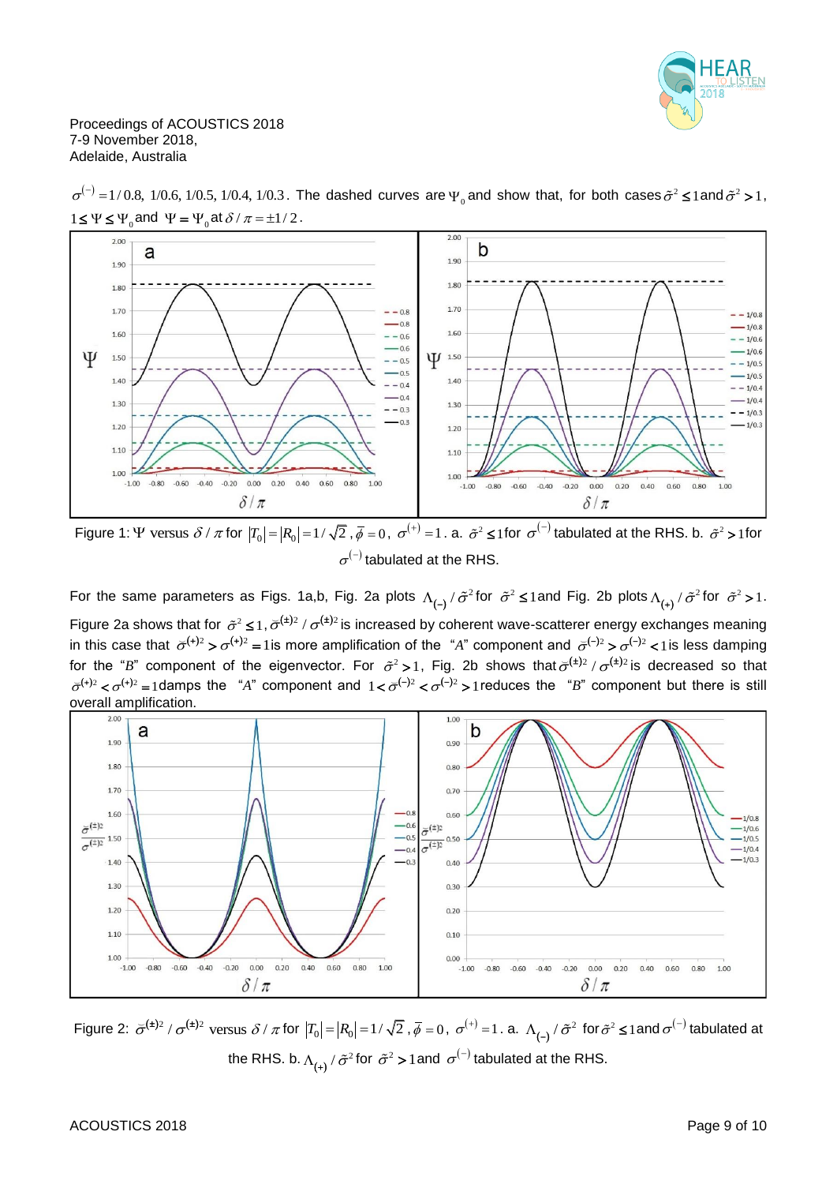$\sigma^{(-)} = 1/0.8,\ 1/0.6,\ 1/0.5,\ 1/0.4,\ 1/0.3$. The dashed curves are $\Psi_0$ and show that, for both cases $\tilde{\sigma}^2 \le 1$ and $\tilde{\sigma}^2 > 1$, $1 \le \Psi \le \Psi_0$ and $\Psi = \Psi_0$ at $\delta / \pi = \pm 1/2$.

Figure 1: $\Psi$ versus $\delta / \pi$ for $|T_0| = |R_0| = 1/\sqrt{2}$, $\bar{\phi} = 0$, $\sigma^{(+)} = 1$. a. $\tilde{\sigma}^2 \le 1$ for $\sigma^{(-)}$ tabulated at the RHS. b. $\tilde{\sigma}^2 > 1$ for $\sigma^{(-)}$ tabulated at the RHS.

For the same parameters as Figs. 1a,b, Fig. 2a plots $\Lambda_{(-)} / \tilde{\sigma}^2$ for $\tilde{\sigma}^2 \le 1$ and Fig. 2b plots $\Lambda_{(+)} / \tilde{\sigma}^2$ for $\tilde{\sigma}^2 > 1$. Figure 2a shows that for $\tilde{\sigma}^2 \le 1$, $\breve{\sigma}^{(\pm)2} / \sigma^{(\pm)2}$ is increased by coherent wave-scatterer energy exchanges meaning in this case that $\breve{\sigma}^{(+)2} > \sigma^{(+)2} = 1$ is more amplification of the "$A$" component and $\breve{\sigma}^{(-)2} > \sigma^{(-)2} < 1$ is less damping for the "$B$" component of the eigenvector. For $\tilde{\sigma}^2 > 1$, Fig. 2b shows that $\breve{\sigma}^{(\pm)2} / \sigma^{(\pm)2}$ is decreased so that $\breve{\sigma}^{(+)2} < \sigma^{(+)2} = 1$ damps the "$A$" component and $1 < \breve{\sigma}^{(-)2} < \sigma^{(-)2} > 1$ reduces the "$B$" component but there is still overall amplification.

Figure 2: $\breve{\sigma}^{(\pm)2} / \sigma^{(\pm)2}$ versus $\delta / \pi$ for $|T_0| = |R_0| = 1/\sqrt{2}$, $\bar{\phi} = 0$, $\sigma^{(+)} = 1$. a. $\Lambda_{(-)} / \tilde{\sigma}^2$ for $\tilde{\sigma}^2 \le 1$ and $\sigma^{(-)}$ tabulated at the RHS. b. $\Lambda_{(+)} / \tilde{\sigma}^2$ for $\tilde{\sigma}^2 > 1$ and $\sigma^{(-)}$ tabulated at the RHS.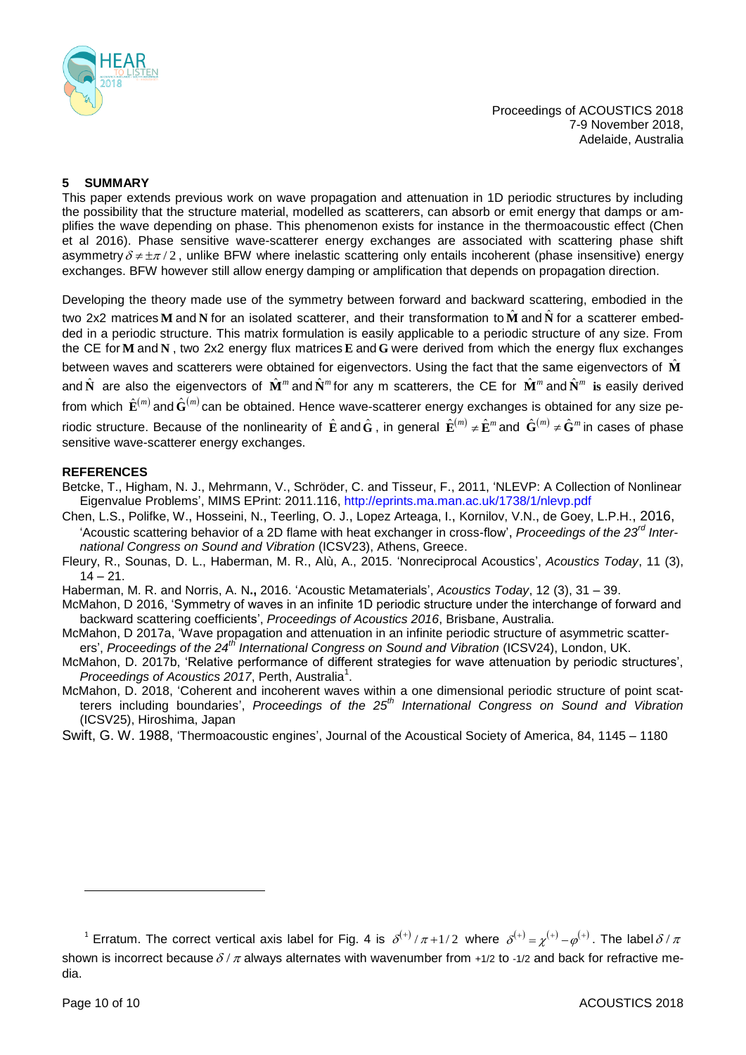## 5 SUMMARY

This paper extends previous work on wave propagation and attenuation in 1D periodic structures by including the possibility that the structure material, modelled as scatterers, can absorb or emit energy that damps or amplifies the wave depending on phase. This phenomenon exists for instance in the thermoacoustic effect (Chen et al 2016). Phase sensitive wave-scatterer energy exchanges are associated with scattering phase shift asymmetry $\delta \neq \pm\pi/2$, unlike BFW where inelastic scattering only entails incoherent (phase insensitive) energy exchanges. BFW however still allow energy damping or amplification that depends on propagation direction.

Developing the theory made use of the symmetry between forward and backward scattering, embodied in the two 2x2 matrices $\mathbf{M}$ and $\mathbf{N}$ for an isolated scatterer, and their transformation to $\hat{\mathbf{M}}$ and $\hat{\mathbf{N}}$ for a scatterer embedded in a periodic structure. This matrix formulation is easily applicable to a periodic structure of any size. From the CE for $\mathbf{M}$ and $\mathbf{N}$, two 2x2 energy flux matrices $\mathbf{E}$ and $\mathbf{G}$ were derived from which the energy flux exchanges between waves and scatterers were obtained for eigenvectors. Using the fact that the same eigenvectors of $\hat{\mathbf{M}}$ and $\hat{\mathbf{N}}$ are also the eigenvectors of $\hat{\mathbf{M}}^m$ and $\hat{\mathbf{N}}^m$ for any m scatterers, the CE for $\hat{\mathbf{M}}^m$ and $\hat{\mathbf{N}}^m$ **is** easily derived from which $\hat{\mathbf{E}}^{(m)}$ and $\hat{\mathbf{G}}^{(m)}$ can be obtained. Hence wave-scatterer energy exchanges is obtained for any size periodic structure. Because of the nonlinearity of $\hat{\mathbf{E}}$ and $\hat{\mathbf{G}}$, in general $\hat{\mathbf{E}}^{(m)} \neq \hat{\mathbf{E}}^m$ and $\hat{\mathbf{G}}^{(m)} \neq \hat{\mathbf{G}}^m$ in cases of phase sensitive wave-scatterer energy exchanges.

### REFERENCES

Betcke, T., Higham, N. J., Mehrmann, V., Schröder, C. and Tisseur, F., 2011, 'NLEVP: A Collection of Nonlinear Eigenvalue Problems', MIMS EPrint: 2011.116, http://eprints.ma.man.ac.uk/1738/1/nlevp.pdf

Chen, L.S., Polifke, W., Hosseini, N., Teerling, O. J., Lopez Arteaga, I., Kornilov, V.N., de Goey, L.P.H., 2016, 'Acoustic scattering behavior of a 2D flame with heat exchanger in cross-flow', *Proceedings of the 23rd International Congress on Sound and Vibration* (ICSV23), Athens, Greece.

Fleury, R., Sounas, D. L., Haberman, M. R., Alù, A., 2015. 'Nonreciprocal Acoustics', *Acoustics Today*, 11 (3), 14 – 21.

Haberman, M. R. and Norris, A. N**.,** 2016. 'Acoustic Metamaterials', *Acoustics Today*, 12 (3), 31 – 39.

McMahon, D 2016, 'Symmetry of waves in an infinite 1D periodic structure under the interchange of forward and backward scattering coefficients', *Proceedings of Acoustics 2016*, Brisbane, Australia.

McMahon, D 2017a, 'Wave propagation and attenuation in an infinite periodic structure of asymmetric scatterers', *Proceedings of the 24th International Congress on Sound and Vibration* (ICSV24), London, UK.

McMahon, D. 2017b, 'Relative performance of different strategies for wave attenuation by periodic structures', *Proceedings of Acoustics 2017*, Perth, Australia[1].

McMahon, D. 2018, 'Coherent and incoherent waves within a one dimensional periodic structure of point scatterers including boundaries', *Proceedings of the 25th International Congress on Sound and Vibration* (ICSV25), Hiroshima, Japan

Swift, G. W. 1988, 'Thermoacoustic engines', Journal of the Acoustical Society of America, 84, 1145 – 1180

[1] Erratum. The correct vertical axis label for Fig. 4 is $\delta^{(+)}/\pi + 1/2$ where $\delta^{(+)} = \chi^{(+)} - \varphi^{(+)}$. The label $\delta/\pi$ shown is incorrect because $\delta/\pi$ always alternates with wavenumber from +1/2 to -1/2 and back for refractive media.